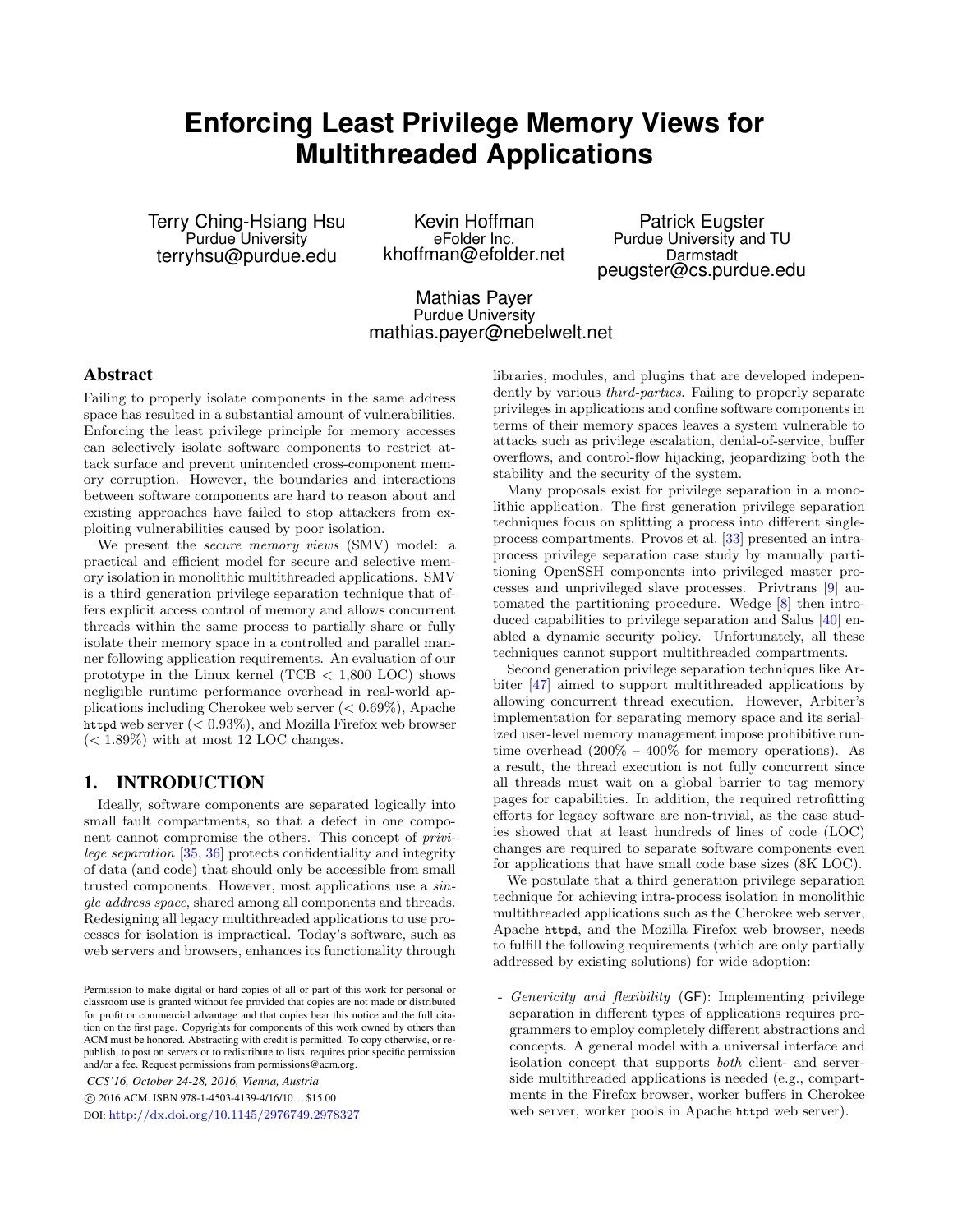# Enforcing Least Privilege Memory Views for Multithreaded Applications

Terry Ching-Hsiang Hsu
Purdue University
terryhsu@purdue.edu

Kevin Hoffman
eFolder Inc.
khoffman@efolder.net

Patrick Eugster
Purdue University and TU Darmstadt
peugster@cs.purdue.edu

Mathias Payer
Purdue University
mathias.payer@nebelwelt.net

## Abstract

Failing to properly isolate components in the same address space has resulted in a substantial amount of vulnerabilities. Enforcing the least privilege principle for memory accesses can selectively isolate software components to restrict attack surface and prevent unintended cross-component memory corruption. However, the boundaries and interactions between software components are hard to reason about and existing approaches have failed to stop attackers from exploiting vulnerabilities caused by poor isolation.

We present the *secure memory views* (SMV) model: a practical and efficient model for secure and selective memory isolation in monolithic multithreaded applications. SMV is a third generation privilege separation technique that offers explicit access control of memory and allows concurrent threads within the same process to partially share or fully isolate their memory space in a controlled and parallel manner following application requirements. An evaluation of our prototype in the Linux kernel (TCB < 1,800 LOC) shows negligible runtime performance overhead in real-world applications including Cherokee web server (< 0.69%), Apache `httpd` web server (< 0.93%), and Mozilla Firefox web browser (< 1.89%) with at most 12 LOC changes.

## 1. INTRODUCTION

Ideally, software components are separated logically into small fault compartments, so that a defect in one component cannot compromise the others. This concept of *privilege separation* [35, 36] protects confidentiality and integrity of data (and code) that should only be accessible from small trusted components. However, most applications use a *single address space*, shared among all components and threads. Redesigning all legacy multithreaded applications to use processes for isolation is impractical. Today's software, such as web servers and browsers, enhances its functionality through libraries, modules, and plugins that are developed independently by various *third-parties*. Failing to properly separate privileges in applications and confine software components in terms of their memory spaces leaves a system vulnerable to attacks such as privilege escalation, denial-of-service, buffer overflows, and control-flow hijacking, jeopardizing both the stability and the security of the system.

Many proposals exist for privilege separation in a monolithic application. The first generation privilege separation techniques focus on splitting a process into different single-process compartments. Provos et al. [33] presented an intra-process privilege separation case study by manually partitioning OpenSSH components into privileged master processes and unprivileged slave processes. Privtrans [9] automated the partitioning procedure. Wedge [8] then introduced capabilities to privilege separation and Salus [40] enabled a dynamic security policy. Unfortunately, all these techniques cannot support multithreaded compartments.

Second generation privilege separation techniques like Arbiter [47] aimed to support multithreaded applications by allowing concurrent thread execution. However, Arbiter's implementation for separating memory space and its serialized user-level memory management impose prohibitive runtime overhead (200% – 400% for memory operations). As a result, the thread execution is not fully concurrent since all threads must wait on a global barrier to tag memory pages for capabilities. In addition, the required retrofitting efforts for legacy software are non-trivial, as the case studies showed that at least hundreds of lines of code (LOC) changes are required to separate software components even for applications that have small code base sizes (8K LOC).

We postulate that a third generation privilege separation technique for achieving intra-process isolation in monolithic multithreaded applications such as the Cherokee web server, Apache `httpd`, and the Mozilla Firefox web browser, needs to fulfill the following requirements (which are only partially addressed by existing solutions) for wide adoption:

- *Genericity and flexibility* (GF): Implementing privilege separation in different types of applications requires programmers to employ completely different abstractions and concepts. A general model with a universal interface and isolation concept that supports *both* client- and server-side multithreaded applications is needed (e.g., compartments in the Firefox browser, worker buffers in Cherokee web server, worker pools in Apache `httpd` web server).

Permission to make digital or hard copies of all or part of this work for personal or classroom use is granted without fee provided that copies are not made or distributed for profit or commercial advantage and that copies bear this notice and the full citation on the first page. Copyrights for components of this work owned by others than ACM must be honored. Abstracting with credit is permitted. To copy otherwise, or republish, to post on servers or to redistribute to lists, requires prior specific permission and/or a fee. Request permissions from permissions@acm.org.

*CCS'16, October 24-28, 2016, Vienna, Austria*
© 2016 ACM. ISBN 978-1-4503-4139-4/16/10...$15.00
DOI: http://dx.doi.org/10.1145/2976749.2978327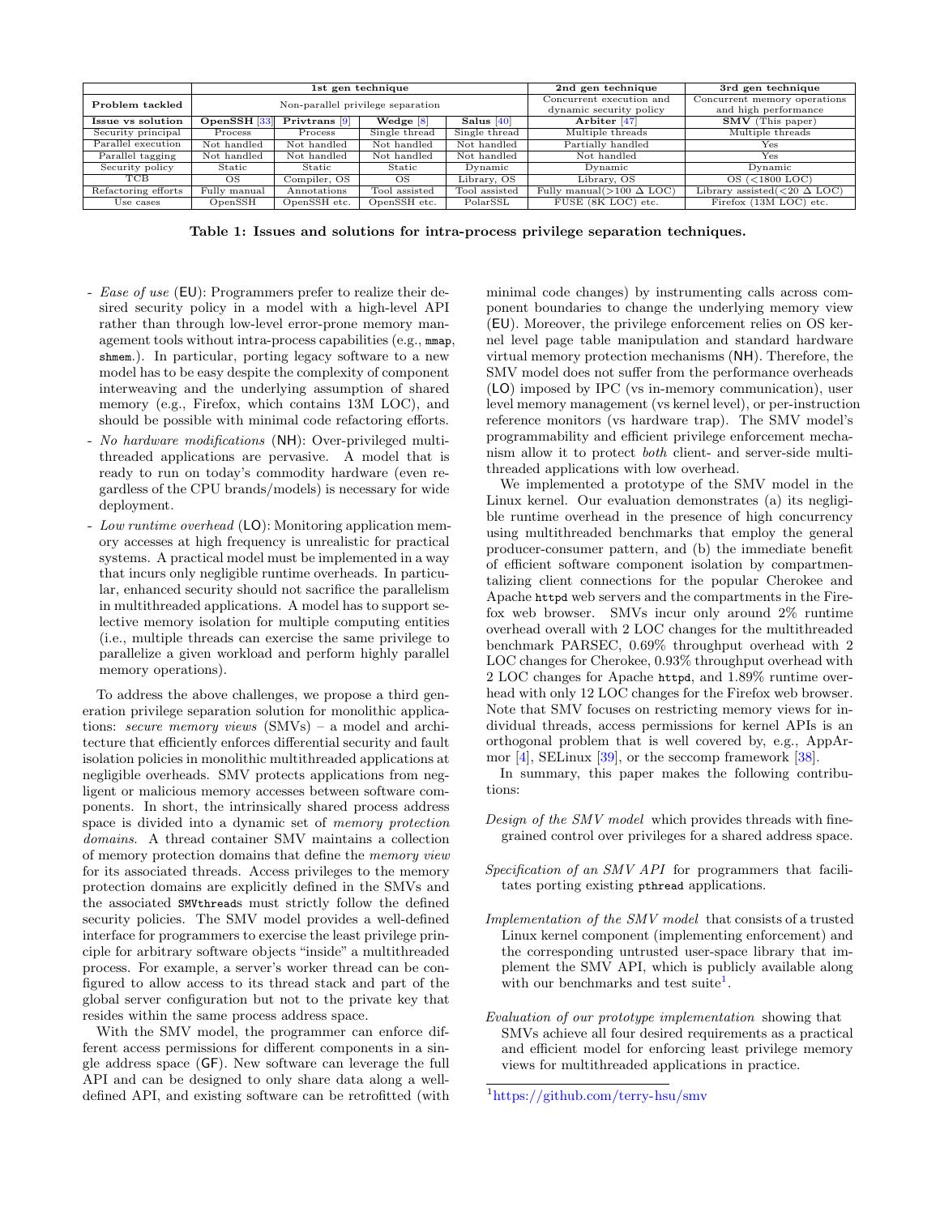| | 1st gen technique | | | | 2nd gen technique | 3rd gen technique |
|---|---|---|---|---|---|---|
| **Problem tackled** | Non-parallel privilege separation | | | | Concurrent execution and dynamic security policy | Concurrent memory operations and high performance |
| **Issue vs solution** | **OpenSSH** [33] | **Privtrans** [9] | **Wedge** [8] | **Salus** [40] | **Arbiter** [47] | **SMV** (This paper) |
| Security principal | Process | Process | Single thread | Single thread | Multiple threads | Multiple threads |
| Parallel execution | Not handled | Not handled | Not handled | Not handled | Partially handled | Yes |
| Parallel tagging | Not handled | Not handled | Not handled | Not handled | Not handled | Yes |
| Security policy | Static | Static | Static | Dynamic | Dynamic | Dynamic |
| TCB | OS | Compiler, OS | OS | Library, OS | Library, OS | OS (<1800 LOC) |
| Refactoring efforts | Fully manual | Annotations | Tool assisted | Tool assisted | Fully manual(>100 Δ LOC) | Library assisted(<20 Δ LOC) |
| Use cases | OpenSSH | OpenSSH etc. | OpenSSH etc. | PolarSSL | FUSE (8K LOC) etc. | Firefox (13M LOC) etc. |

**Table 1: Issues and solutions for intra-process privilege separation techniques.**

- *Ease of use* (EU): Programmers prefer to realize their desired security policy in a model with a high-level API rather than through low-level error-prone memory management tools without intra-process capabilities (e.g., `mmap`, `shmem`.). In particular, porting legacy software to a new model has to be easy despite the complexity of component interweaving and the underlying assumption of shared memory (e.g., Firefox, which contains 13M LOC), and should be possible with minimal code refactoring efforts.
- *No hardware modifications* (NH): Over-privileged multithreaded applications are pervasive. A model that is ready to run on today's commodity hardware (even regardless of the CPU brands/models) is necessary for wide deployment.
- *Low runtime overhead* (LO): Monitoring application memory accesses at high frequency is unrealistic for practical systems. A practical model must be implemented in a way that incurs only negligible runtime overheads. In particular, enhanced security should not sacrifice the parallelism in multithreaded applications. A model has to support selective memory isolation for multiple computing entities (i.e., multiple threads can exercise the same privilege to parallelize a given workload and perform highly parallel memory operations).

To address the above challenges, we propose a third generation privilege separation solution for monolithic applications: *secure memory views* (SMVs) – a model and architecture that efficiently enforces differential security and fault isolation policies in monolithic multithreaded applications at negligible overheads. SMV protects applications from negligent or malicious memory accesses between software components. In short, the intrinsically shared process address space is divided into a dynamic set of *memory protection domains*. A thread container SMV maintains a collection of memory protection domains that define the *memory view* for its associated threads. Access privileges to the memory protection domains are explicitly defined in the SMVs and the associated `SMVthreads` must strictly follow the defined security policies. The SMV model provides a well-defined interface for programmers to exercise the least privilege principle for arbitrary software objects "inside" a multithreaded process. For example, a server's worker thread can be configured to allow access to its thread stack and part of the global server configuration but not to the private key that resides within the same process address space.

With the SMV model, the programmer can enforce different access permissions for different components in a single address space (GF). New software can leverage the full API and can be designed to only share data along a well-defined API, and existing software can be retrofitted (with minimal code changes) by instrumenting calls across component boundaries to change the underlying memory view (EU). Moreover, the privilege enforcement relies on OS kernel level page table manipulation and standard hardware virtual memory protection mechanisms (NH). Therefore, the SMV model does not suffer from the performance overheads (LO) imposed by IPC (vs in-memory communication), user level memory management (vs kernel level), or per-instruction reference monitors (vs hardware trap). The SMV model's programmability and efficient privilege enforcement mechanism allow it to protect *both* client- and server-side multithreaded applications with low overhead.

We implemented a prototype of the SMV model in the Linux kernel. Our evaluation demonstrates (a) its negligible runtime overhead in the presence of high concurrency using multithreaded benchmarks that employ the general producer-consumer pattern, and (b) the immediate benefit of efficient software component isolation by compartmentalizing client connections for the popular Cherokee and Apache `httpd` web servers and the compartments in the Firefox web browser. SMVs incur only around 2% runtime overhead overall with 2 LOC changes for the multithreaded benchmark PARSEC, 0.69% throughput overhead with 2 LOC changes for Cherokee, 0.93% throughput overhead with 2 LOC changes for Apache `httpd`, and 1.89% runtime overhead with only 12 LOC changes for the Firefox web browser. Note that SMV focuses on restricting memory views for individual threads, access permissions for kernel APIs is an orthogonal problem that is well covered by, e.g., AppArmor [4], SELinux [39], or the seccomp framework [38].

In summary, this paper makes the following contributions:

*Design of the SMV model* which provides threads with fine-grained control over privileges for a shared address space.

*Specification of an SMV API* for programmers that facilitates porting existing `pthread` applications.

*Implementation of the SMV model* that consists of a trusted Linux kernel component (implementing enforcement) and the corresponding untrusted user-space library that implement the SMV API, which is publicly available along with our benchmarks and test suite[1].

*Evaluation of our prototype implementation* showing that SMVs achieve all four desired requirements as a practical and efficient model for enforcing least privilege memory views for multithreaded applications in practice.

[1] https://github.com/terry-hsu/smv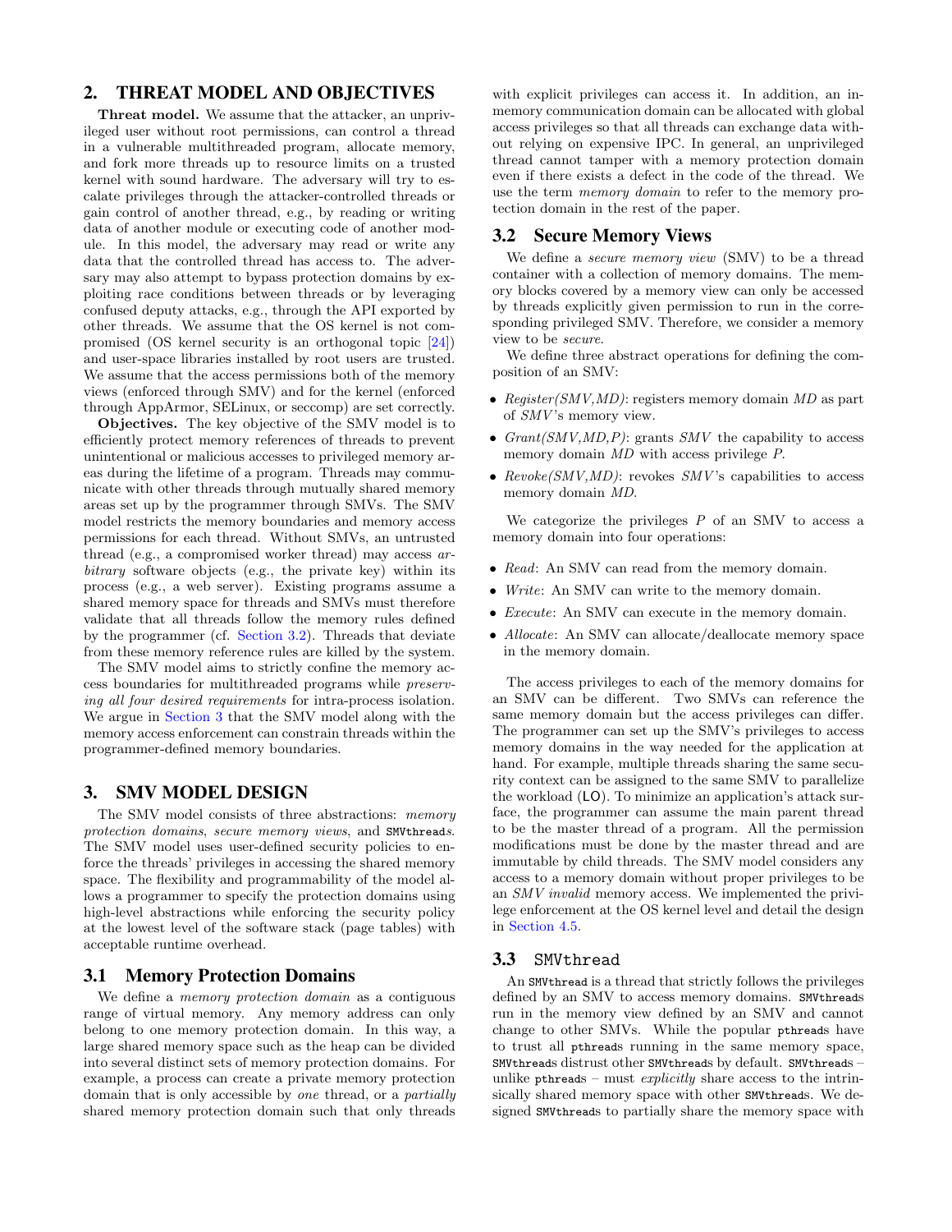## 2. THREAT MODEL AND OBJECTIVES

**Threat model.** We assume that the attacker, an unprivileged user without root permissions, can control a thread in a vulnerable multithreaded program, allocate memory, and fork more threads up to resource limits on a trusted kernel with sound hardware. The adversary will try to escalate privileges through the attacker-controlled threads or gain control of another thread, e.g., by reading or writing data of another module or executing code of another module. In this model, the adversary may read or write any data that the controlled thread has access to. The adversary may also attempt to bypass protection domains by exploiting race conditions between threads or by leveraging confused deputy attacks, e.g., through the API exported by other threads. We assume that the OS kernel is not compromised (OS kernel security is an orthogonal topic [24]) and user-space libraries installed by root users are trusted. We assume that the access permissions both of the memory views (enforced through SMV) and for the kernel (enforced through AppArmor, SELinux, or seccomp) are set correctly.

**Objectives.** The key objective of the SMV model is to efficiently protect memory references of threads to prevent unintentional or malicious accesses to privileged memory areas during the lifetime of a program. Threads may communicate with other threads through mutually shared memory areas set up by the programmer through SMVs. The SMV model restricts the memory boundaries and memory access permissions for each thread. Without SMVs, an untrusted thread (e.g., a compromised worker thread) may access *arbitrary* software objects (e.g., the private key) within its process (e.g., a web server). Existing programs assume a shared memory space for threads and SMVs must therefore validate that all threads follow the memory rules defined by the programmer (cf. Section 3.2). Threads that deviate from these memory reference rules are killed by the system.

The SMV model aims to strictly confine the memory access boundaries for multithreaded programs while *preserving all four desired requirements* for intra-process isolation. We argue in Section 3 that the SMV model along with the memory access enforcement can constrain threads within the programmer-defined memory boundaries.

## 3. SMV MODEL DESIGN

The SMV model consists of three abstractions: *memory protection domains*, *secure memory views*, and `SMVthreads`. The SMV model uses user-defined security policies to enforce the threads' privileges in accessing the shared memory space. The flexibility and programmability of the model allows a programmer to specify the protection domains using high-level abstractions while enforcing the security policy at the lowest level of the software stack (page tables) with acceptable runtime overhead.

### 3.1 Memory Protection Domains

We define a *memory protection domain* as a contiguous range of virtual memory. Any memory address can only belong to one memory protection domain. In this way, a large shared memory space such as the heap can be divided into several distinct sets of memory protection domains. For example, a process can create a private memory protection domain that is only accessible by *one* thread, or a *partially* shared memory protection domain such that only threads with explicit privileges can access it. In addition, an in-memory communication domain can be allocated with global access privileges so that all threads can exchange data without relying on expensive IPC. In general, an unprivileged thread cannot tamper with a memory protection domain even if there exists a defect in the code of the thread. We use the term *memory domain* to refer to the memory protection domain in the rest of the paper.

### 3.2 Secure Memory Views

We define a *secure memory view* (SMV) to be a thread container with a collection of memory domains. The memory blocks covered by a memory view can only be accessed by threads explicitly given permission to run in the corresponding privileged SMV. Therefore, we consider a memory view to be *secure*.

We define three abstract operations for defining the composition of an SMV:

- *Register(SMV,MD)*: registers memory domain *MD* as part of *SMV*'s memory view.
- *Grant(SMV,MD,P)*: grants *SMV* the capability to access memory domain *MD* with access privilege *P*.
- *Revoke(SMV,MD)*: revokes *SMV*'s capabilities to access memory domain *MD*.

We categorize the privileges $P$ of an SMV to access a memory domain into four operations:

- *Read*: An SMV can read from the memory domain.
- *Write*: An SMV can write to the memory domain.
- *Execute*: An SMV can execute in the memory domain.
- *Allocate*: An SMV can allocate/deallocate memory space in the memory domain.

The access privileges to each of the memory domains for an SMV can be different. Two SMVs can reference the same memory domain but the access privileges can differ. The programmer can set up the SMV's privileges to access memory domains in the way needed for the application at hand. For example, multiple threads sharing the same security context can be assigned to the same SMV to parallelize the workload (LO). To minimize an application's attack surface, the programmer can assume the main parent thread to be the master thread of a program. All the permission modifications must be done by the master thread and are immutable by child threads. The SMV model considers any access to a memory domain without proper privileges to be an *SMV invalid* memory access. We implemented the privilege enforcement at the OS kernel level and detail the design in Section 4.5.

### 3.3 `SMVthread`

An `SMVthread` is a thread that strictly follows the privileges defined by an SMV to access memory domains. `SMVthreads` run in the memory view defined by an SMV and cannot change to other SMVs. While the popular `pthreads` have to trust all `pthreads` running in the same memory space, `SMVthreads` distrust other `SMVthreads` by default. `SMVthreads` – unlike `pthreads` – must *explicitly* share access to the intrinsically shared memory space with other `SMVthreads`. We designed `SMVthreads` to partially share the memory space with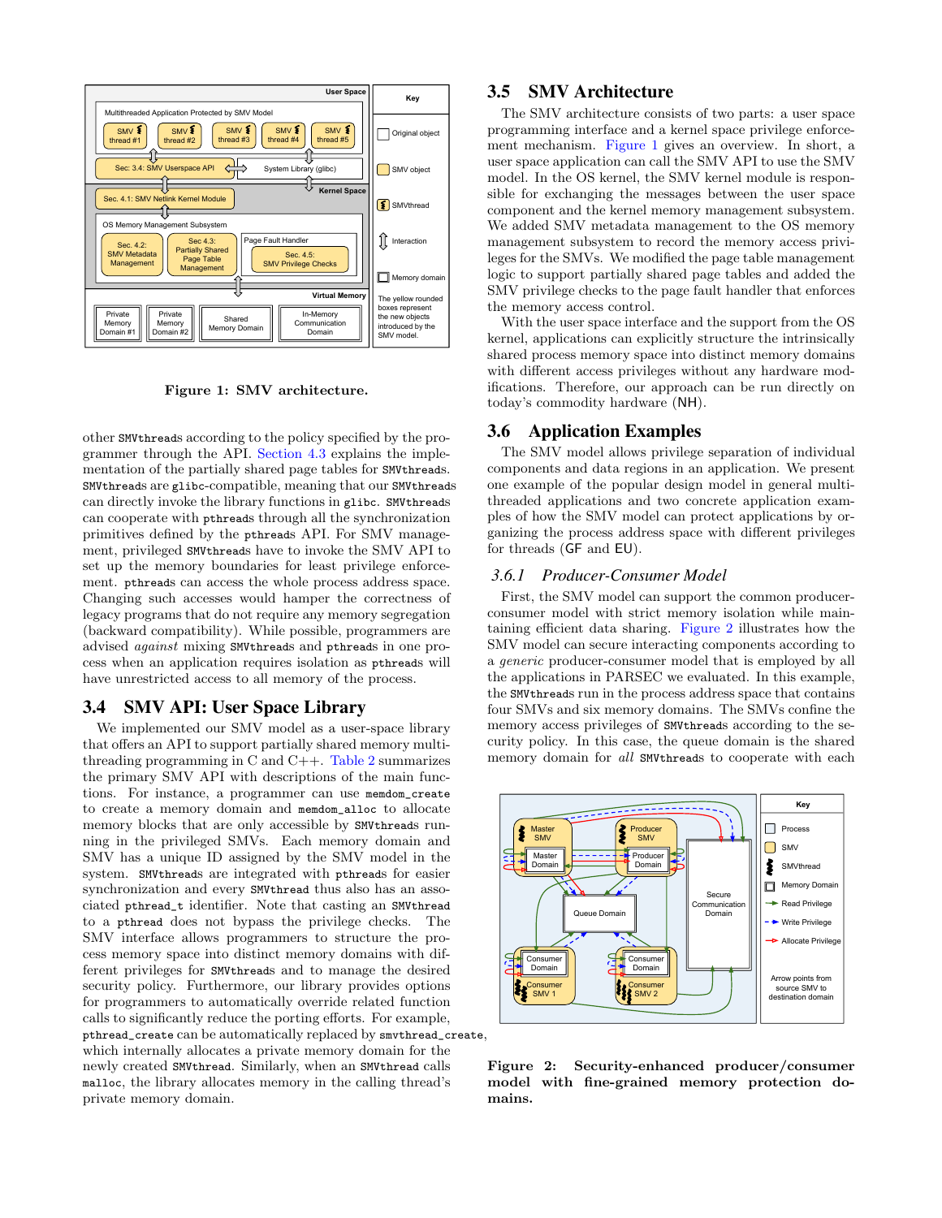Figure 1: SMV architecture.

other SMVthreads according to the policy specified by the programmer through the API. Section 4.3 explains the implementation of the partially shared page tables for SMVthreads. SMVthreads are glibc-compatible, meaning that our SMVthreads can directly invoke the library functions in glibc. SMVthreads can cooperate with pthreads through all the synchronization primitives defined by the pthreads API. For SMV management, privileged SMVthreads have to invoke the SMV API to set up the memory boundaries for least privilege enforcement. pthreads can access the whole process address space. Changing such accesses would hamper the correctness of legacy programs that do not require any memory segregation (backward compatibility). While possible, programmers are advised *against* mixing SMVthreads and pthreads in one process when an application requires isolation as pthreads will have unrestricted access to all memory of the process.

## 3.4 SMV API: User Space Library

We implemented our SMV model as a user-space library that offers an API to support partially shared memory multithreading programming in C and C++. Table 2 summarizes the primary SMV API with descriptions of the main functions. For instance, a programmer can use memdom_create to create a memory domain and memdom_alloc to allocate memory blocks that are only accessible by SMVthreads running in the privileged SMVs. Each memory domain and SMV has a unique ID assigned by the SMV model in the system. SMVthreads are integrated with pthreads for easier synchronization and every SMVthread thus also has an associated pthread_t identifier. Note that casting an SMVthread to a pthread does not bypass the privilege checks. The SMV interface allows programmers to structure the process memory space into distinct memory domains with different privileges for SMVthreads and to manage the desired security policy. Furthermore, our library provides options for programmers to automatically override related function calls to significantly reduce the porting efforts. For example, pthread_create can be automatically replaced by smvthread_create, which internally allocates a private memory domain for the newly created SMVthread. Similarly, when an SMVthread calls malloc, the library allocates memory in the calling thread's private memory domain.

## 3.5 SMV Architecture

The SMV architecture consists of two parts: a user space programming interface and a kernel space privilege enforcement mechanism. Figure 1 gives an overview. In short, a user space application can call the SMV API to use the SMV model. In the OS kernel, the SMV kernel module is responsible for exchanging the messages between the user space component and the kernel memory management subsystem. We added SMV metadata management to the OS memory management subsystem to record the memory access privileges for the SMVs. We modified the page table management logic to support partially shared page tables and added the SMV privilege checks to the page fault handler that enforces the memory access control.

With the user space interface and the support from the OS kernel, applications can explicitly structure the intrinsically shared process memory space into distinct memory domains with different access privileges without any hardware modifications. Therefore, our approach can be run directly on today's commodity hardware (NH).

## 3.6 Application Examples

The SMV model allows privilege separation of individual components and data regions in an application. We present one example of the popular design model in general multithreaded applications and two concrete application examples of how the SMV model can protect applications by organizing the process address space with different privileges for threads (GF and EU).

### 3.6.1 Producer-Consumer Model

First, the SMV model can support the common producer-consumer model with strict memory isolation while maintaining efficient data sharing. Figure 2 illustrates how the SMV model can secure interacting components according to a *generic* producer-consumer model that is employed by all the applications in PARSEC we evaluated. In this example, the SMVthreads run in the process address space that contains four SMVs and six memory domains. The SMVs confine the memory access privileges of SMVthreads according to the security policy. In this case, the queue domain is the shared memory domain for *all* SMVthreads to cooperate with each

**Figure 2: Security-enhanced producer/consumer model with fine-grained memory protection domains.**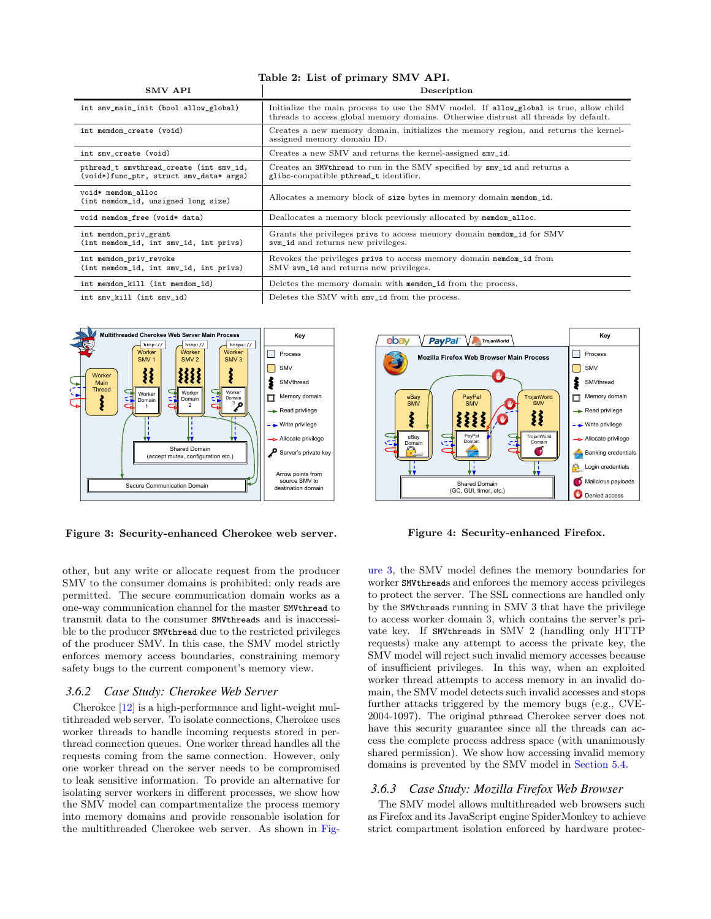Table 2: List of primary SMV API.

| SMV API | Description |
|---|---|
| `int smv_main_init (bool allow_global)` | Initialize the main process to use the SMV model. If `allow_global` is true, allow child threads to access global memory domains. Otherwise distrust all threads by default. |
| `int memdom_create (void)` | Creates a new memory domain, initializes the memory region, and returns the kernel-assigned memory domain ID. |
| `int smv_create (void)` | Creates a new SMV and returns the kernel-assigned `smv_id`. |
| `pthread_t smvthread_create (int smv_id, (void*)func_ptr, struct smv_data* args)` | Creates an `SMVthread` to run in the SMV specified by `smv_id` and returns a glibc-compatible `pthread_t` identifier. |
| `void* memdom_alloc (int memdom_id, unsigned long size)` | Allocates a memory block of `size` bytes in memory domain `memdom_id`. |
| `void memdom_free (void* data)` | Deallocates a memory block previously allocated by `memdom_alloc`. |
| `int memdom_priv_grant (int memdom_id, int smv_id, int privs)` | Grants the privileges `privs` to access memory domain `memdom_id` for SMV `svm_id` and returns new privileges. |
| `int memdom_priv_revoke (int memdom_id, int smv_id, int privs)` | Revokes the privileges `privs` to access memory domain `memdom_id` from SMV `svm_id` and returns new privileges. |
| `int memdom_kill (int memdom_id)` | Deletes the memory domain with `memdom_id` from the process. |
| `int smv_kill (int smv_id)` | Deletes the SMV with `smv_id` from the process. |

**Figure 3: Security-enhanced Cherokee web server.**

**Figure 4: Security-enhanced Firefox.**

other, but any write or allocate request from the producer SMV to the consumer domains is prohibited; only reads are permitted. The secure communication domain works as a one-way communication channel for the master `SMVthread` to transmit data to the consumer `SMVthreads` and is inaccessible to the producer `SMVthread` due to the restricted privileges of the producer SMV. In this case, the SMV model strictly enforces memory access boundaries, constraining memory safety bugs to the current component's memory view.

### 3.6.2 Case Study: Cherokee Web Server

Cherokee [12] is a high-performance and light-weight multithreaded web server. To isolate connections, Cherokee uses worker threads to handle incoming requests stored in per-thread connection queues. One worker thread handles all the requests coming from the same connection. However, only one worker thread on the server needs to be compromised to leak sensitive information. To provide an alternative for isolating server workers in different processes, we show how the SMV model can compartmentalize the process memory into memory domains and provide reasonable isolation for the multithreaded Cherokee web server. As shown in Figure 3, the SMV model defines the memory boundaries for worker `SMVthreads` and enforces the memory access privileges to protect the server. The SSL connections are handled only by the `SMVthreads` running in SMV 3 that have the privilege to access worker domain 3, which contains the server's private key. If `SMVthreads` in SMV 2 (handling only HTTP requests) make any attempt to access the private key, the SMV model will reject such invalid memory access because of insufficient privileges. In this way, when an exploited worker thread attempts to access memory in an invalid domain, the SMV model detects such invalid accesses and stops further attacks triggered by the memory bugs (e.g., CVE-2004-1097). The original `pthread` Cherokee server does not have this security guarantee since all the threads can access the complete process address space (with unanimously shared permission). We show how accessing invalid memory domains is prevented by the SMV model in Section 5.4.

### 3.6.3 Case Study: Mozilla Firefox Web Browser

The SMV model allows multithreaded web browsers such as Firefox and its JavaScript engine SpiderMonkey to achieve strict compartment isolation enforced by hardware protec-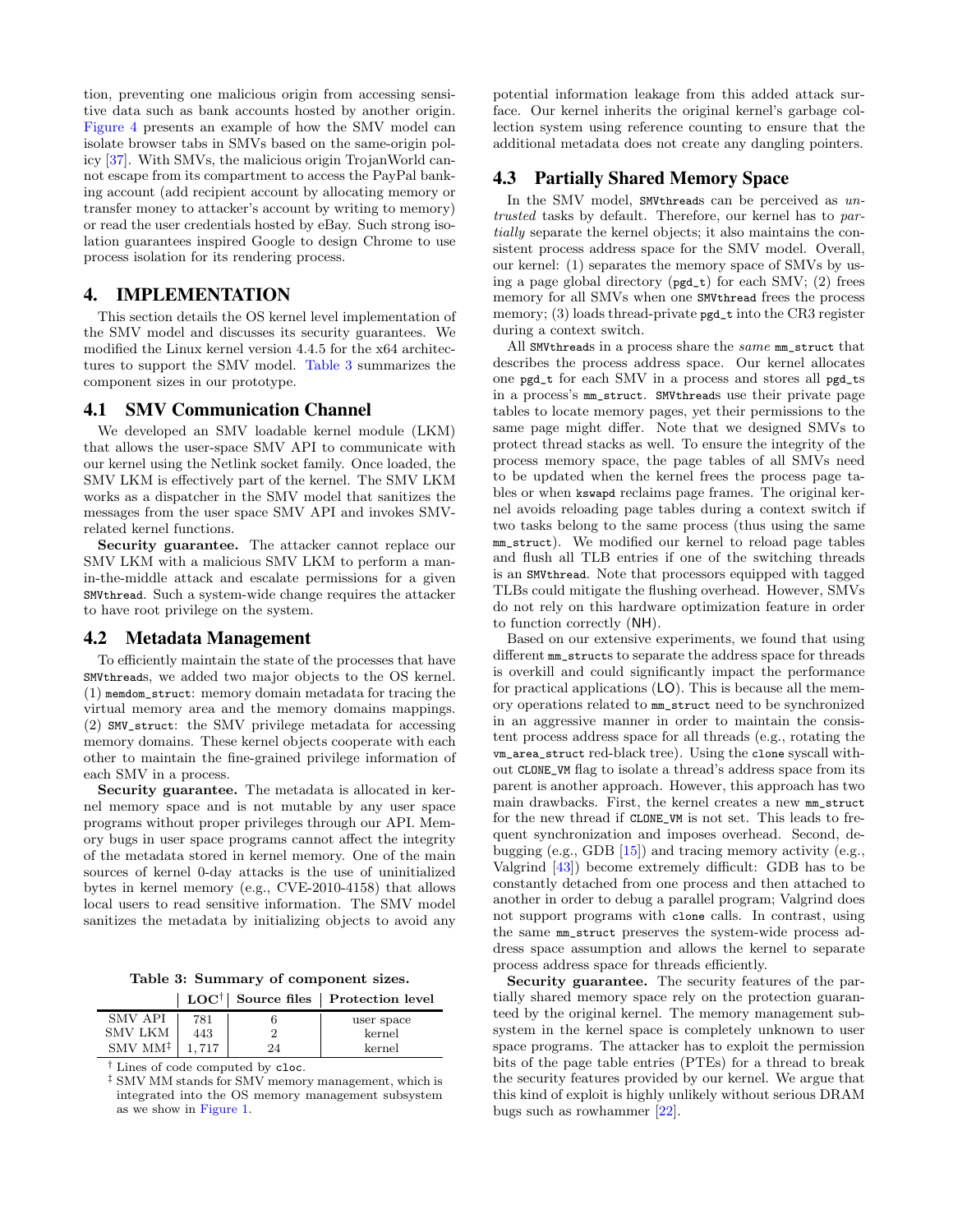tion, preventing one malicious origin from accessing sensitive data such as bank accounts hosted by another origin. Figure 4 presents an example of how the SMV model can isolate browser tabs in SMVs based on the same-origin policy [37]. With SMVs, the malicious origin TrojanWorld cannot escape from its compartment to access the PayPal banking account (add recipient account by allocating memory or transfer money to attacker's account by writing to memory) or read the user credentials hosted by eBay. Such strong isolation guarantees inspired Google to design Chrome to use process isolation for its rendering process.

# 4. IMPLEMENTATION

This section details the OS kernel level implementation of the SMV model and discusses its security guarantees. We modified the Linux kernel version 4.4.5 for the x64 architectures to support the SMV model. Table 3 summarizes the component sizes in our prototype.

## 4.1 SMV Communication Channel

We developed an SMV loadable kernel module (LKM) that allows the user-space SMV API to communicate with our kernel using the Netlink socket family. Once loaded, the SMV LKM is effectively part of the kernel. The SMV LKM works as a dispatcher in the SMV model that sanitizes the messages from the user space SMV API and invokes SMV-related kernel functions.

**Security guarantee.** The attacker cannot replace our SMV LKM with a malicious SMV LKM to perform a man-in-the-middle attack and escalate permissions for a given `SMVthread`. Such a system-wide change requires the attacker to have root privilege on the system.

## 4.2 Metadata Management

To efficiently maintain the state of the processes that have `SMVthread`s, we added two major objects to the OS kernel. (1) `memdom_struct`: memory domain metadata for tracing the virtual memory area and the memory domains mappings. (2) `SMV_struct`: the SMV privilege metadata for accessing memory domains. These kernel objects cooperate with each other to maintain the fine-grained privilege information of each SMV in a process.

**Security guarantee.** The metadata is allocated in kernel memory space and is not mutable by any user space programs without proper privileges through our API. Memory bugs in user space programs cannot affect the integrity of the metadata stored in kernel memory. One of the main sources of kernel 0-day attacks is the use of uninitialized bytes in kernel memory (e.g., CVE-2010-4158) that allows local users to read sensitive information. The SMV model sanitizes the metadata by initializing objects to avoid any potential information leakage from this added attack surface. Our kernel inherits the original kernel's garbage collection system using reference counting to ensure that the additional metadata does not create any dangling pointers.

**Table 3: Summary of component sizes.**

| | LOC[†] | Source files | Protection level |
|---|---|---|---|
| SMV API | 781 | 6 | user space |
| SMV LKM | 443 | 2 | kernel |
| SMV MM[‡] | 1,717 | 24 | kernel |

[†] Lines of code computed by `cloc`.
[‡] SMV MM stands for SMV memory management, which is integrated into the OS memory management subsystem as we show in Figure 1.

## 4.3 Partially Shared Memory Space

In the SMV model, `SMVthread`s can be perceived as *untrusted* tasks by default. Therefore, our kernel has to *partially* separate the kernel objects; it also maintains the consistent process address space for the SMV model. Overall, our kernel: (1) separates the memory space of SMVs by using a page global directory (`pgd_t`) for each SMV; (2) frees memory for all SMVs when one `SMVthread` frees the process memory; (3) loads thread-private `pgd_t` into the CR3 register during a context switch.

All `SMVthread`s in a process share the *same* `mm_struct` that describes the process address space. Our kernel allocates one `pgd_t` for each SMV in a process and stores all `pgd_t`s in a process's `mm_struct`. `SMVthread`s use their private page tables to locate memory pages, yet their permissions to the same page might differ. Note that we designed SMVs to protect thread stacks as well. To ensure the integrity of the process memory space, the page tables of all SMVs need to be updated when the kernel frees the process page tables or when `kswapd` reclaims page frames. The original kernel avoids reloading page tables during a context switch if two tasks belong to the same process (thus using the same `mm_struct`). We modified our kernel to reload page tables and flush all TLB entries if one of the switching threads is an `SMVthread`. Note that processors equipped with tagged TLBs could mitigate the flushing overhead. However, SMVs do not rely on this hardware optimization feature in order to function correctly (NH).

Based on our extensive experiments, we found that using different `mm_struct`s to separate the address space for threads is overkill and could significantly impact the performance for practical applications (LO). This is because all the memory operations related to `mm_struct` need to be synchronized in an aggressive manner in order to maintain the consistent process address space for all threads (e.g., rotating the `vm_area_struct` red-black tree). Using the `clone` syscall without `CLONE_VM` flag to isolate a thread's address space from its parent is another approach. However, this approach has two main drawbacks. First, the kernel creates a new `mm_struct` for the new thread if `CLONE_VM` is not set. This leads to frequent synchronization and imposes overhead. Second, debugging (e.g., GDB [15]) and tracing memory activity (e.g., Valgrind [43]) become extremely difficult: GDB has to be constantly detached from one process and then attached to another in order to debug a parallel program; Valgrind does not support programs with `clone` calls. In contrast, using the same `mm_struct` preserves the system-wide process address space assumption and allows the kernel to separate process address space for threads efficiently.

**Security guarantee.** The security features of the partially shared memory space rely on the protection guaranteed by the original kernel. The memory management subsystem in the kernel space is completely unknown to user space programs. The attacker has to exploit the permission bits of the page table entries (PTEs) for a thread to break the security features provided by our kernel. We argue that this kind of exploit is highly unlikely without serious DRAM bugs such as rowhammer [22].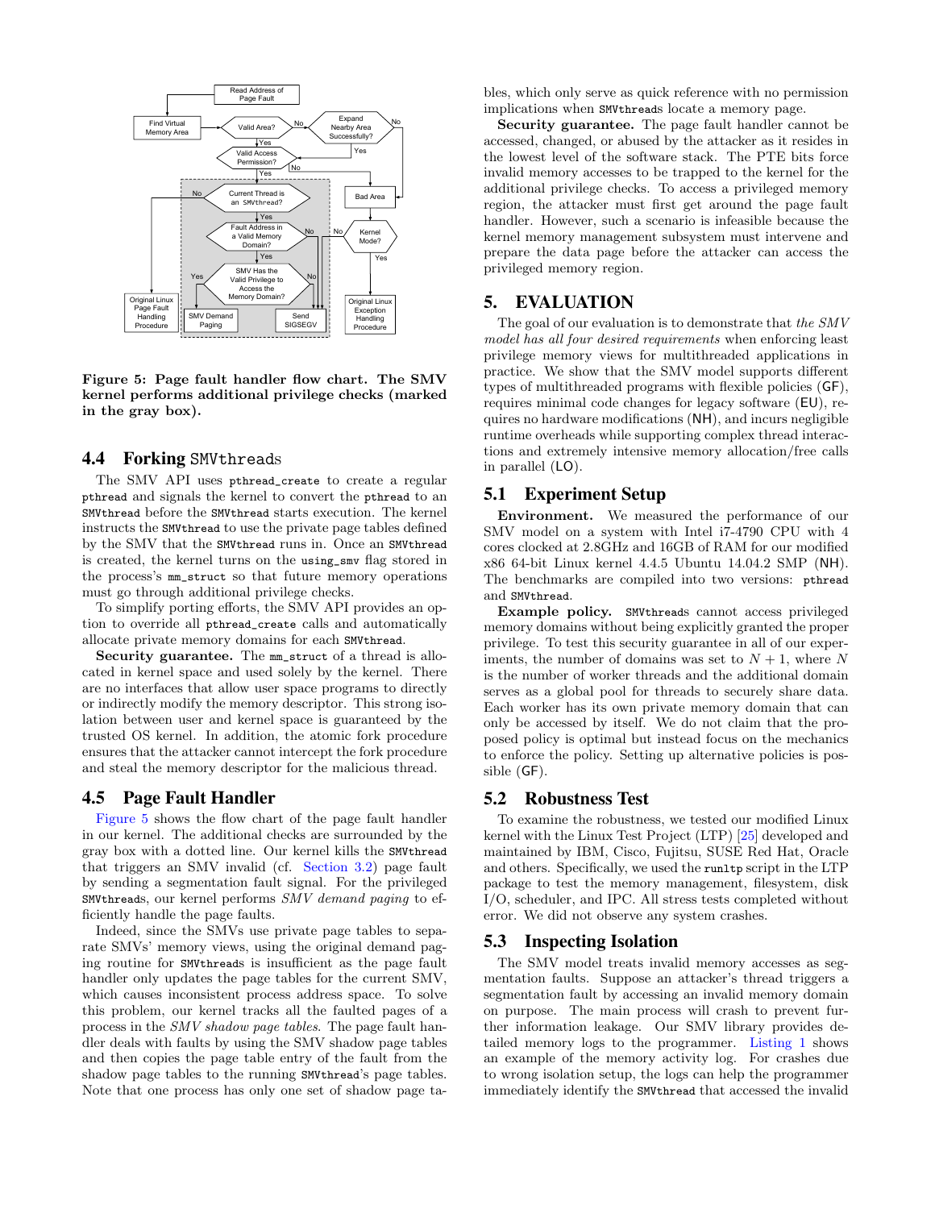Figure 5: Page fault handler flow chart. The SMV kernel performs additional privilege checks (marked in the gray box).

### 4.4 Forking SMVthreads

The SMV API uses `pthread_create` to create a regular `pthread` and signals the kernel to convert the `pthread` to an `SMVthread` before the `SMVthread` starts execution. The kernel instructs the `SMVthread` to use the private page tables defined by the SMV that the `SMVthread` runs in. Once an `SMVthread` is created, the kernel turns on the `using_smv` flag stored in the process's `mm_struct` so that future memory operations must go through additional privilege checks.

To simplify porting efforts, the SMV API provides an option to override all `pthread_create` calls and automatically allocate private memory domains for each `SMVthread`.

**Security guarantee.** The `mm_struct` of a thread is allocated in kernel space and used solely by the kernel. There are no interfaces that allow user space programs to directly or indirectly modify the memory descriptor. This strong isolation between user and kernel space is guaranteed by the trusted OS kernel. In addition, the atomic fork procedure ensures that the attacker cannot intercept the fork procedure and steal the memory descriptor for the malicious thread.

### 4.5 Page Fault Handler

Figure 5 shows the flow chart of the page fault handler in our kernel. The additional checks are surrounded by the gray box with a dotted line. Our kernel kills the `SMVthread` that triggers an SMV invalid (cf. Section 3.2) page fault by sending a segmentation fault signal. For the privileged `SMVthreads`, our kernel performs *SMV demand paging* to efficiently handle the page faults.

Indeed, since the SMVs use private page tables to separate SMVs' memory views, using the original demand paging routine for `SMVthreads` is insufficient as the page fault handler only updates the page tables for the current SMV, which causes inconsistent process address space. To solve this problem, our kernel tracks all the faulted pages of a process in the *SMV shadow page tables*. The page fault handler deals with faults by using the SMV shadow page tables and then copies the page table entry of the fault from the shadow page tables to the running `SMVthread`'s page tables. Note that one process has only one set of shadow page tables, which only serve as quick reference with no permission implications when `SMVthreads` locate a memory page.

**Security guarantee.** The page fault handler cannot be accessed, changed, or abused by the attacker as it resides in the lowest level of the software stack. The PTE bits force invalid memory accesses to be trapped to the kernel for the additional privilege checks. To access a privileged memory region, the attacker must first get around the page fault handler. However, such a scenario is infeasible because the kernel memory management subsystem must intervene and prepare the data page before the attacker can access the privileged memory region.

## 5. EVALUATION

The goal of our evaluation is to demonstrate that *the SMV model has all four desired requirements* when enforcing least privilege memory views for multithreaded applications in practice. We show that the SMV model supports different types of multithreaded programs with flexible policies (GF), requires minimal code changes for legacy software (EU), requires no hardware modifications (NH), and incurs negligible runtime overheads while supporting complex thread interactions and extremely intensive memory allocation/free calls in parallel (LO).

### 5.1 Experiment Setup

**Environment.** We measured the performance of our SMV model on a system with Intel i7-4790 CPU with 4 cores clocked at 2.8GHz and 16GB of RAM for our modified x86 64-bit Linux kernel 4.4.5 Ubuntu 14.04.2 SMP (NH). The benchmarks are compiled into two versions: `pthread` and `SMVthread`.

**Example policy.** `SMVthreads` cannot access privileged memory domains without being explicitly granted the proper privilege. To test this security guarantee in all of our experiments, the number of domains was set to $N + 1$, where $N$ is the number of worker threads and the additional domain serves as a global pool for threads to securely share data. Each worker has its own private memory domain that can only be accessed by itself. We do not claim that the proposed policy is optimal but instead focus on the mechanics to enforce the policy. Setting up alternative policies is possible (GF).

### 5.2 Robustness Test

To examine the robustness, we tested our modified Linux kernel with the Linux Test Project (LTP) [25] developed and maintained by IBM, Cisco, Fujitsu, SUSE Red Hat, Oracle and others. Specifically, we used the `runltp` script in the LTP package to test the memory management, filesystem, disk I/O, scheduler, and IPC. All stress tests completed without error. We did not observe any system crashes.

### 5.3 Inspecting Isolation

The SMV model treats invalid memory accesses as segmentation faults. Suppose an attacker's thread triggers a segmentation fault by accessing an invalid memory domain on purpose. The main process will crash to prevent further information leakage. Our SMV library provides detailed memory logs to the programmer. Listing 1 shows an example of the memory activity log. For crashes due to wrong isolation setup, the logs can help the programmer immediately identify the `SMVthread` that accessed the invalid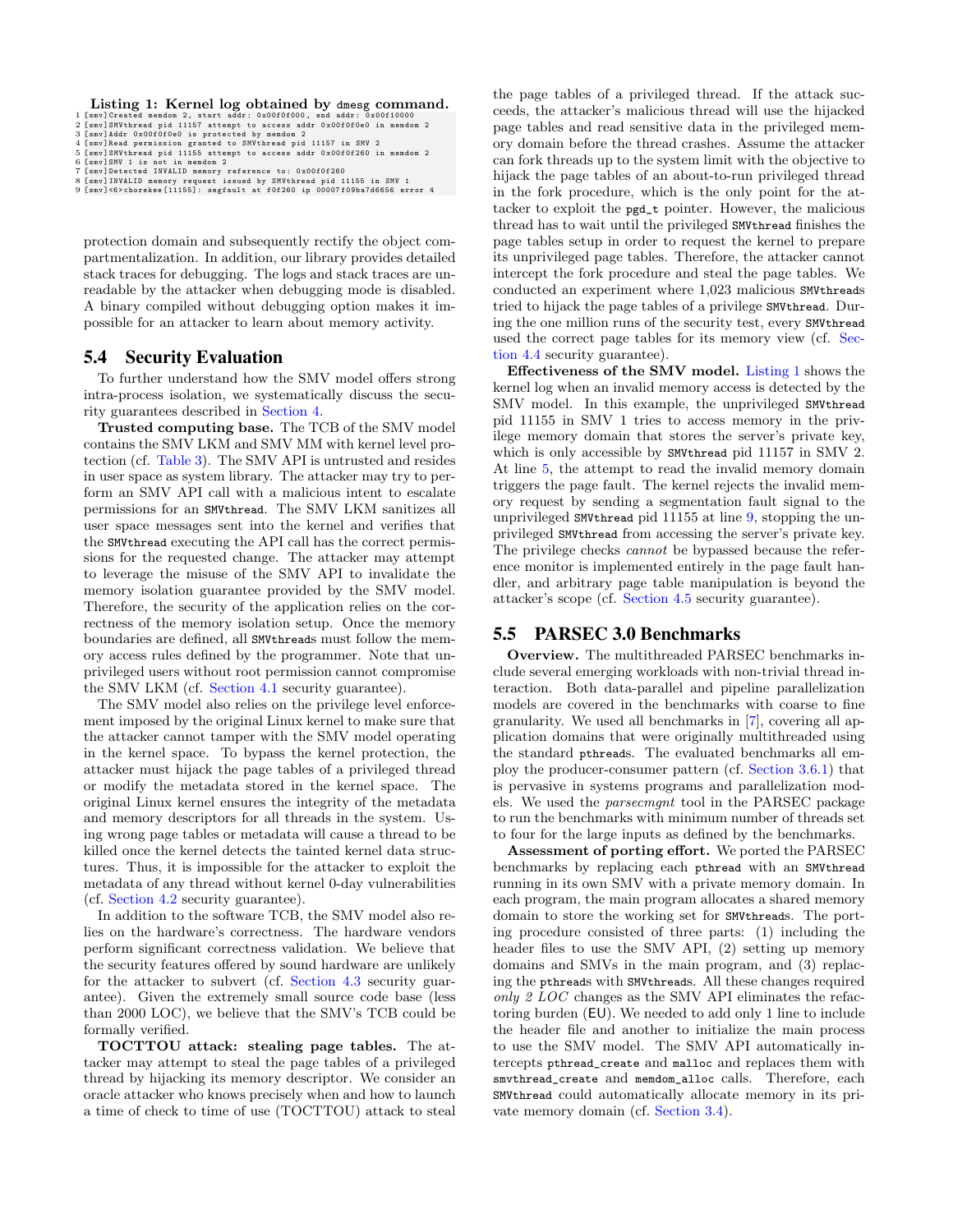**Listing 1: Kernel log obtained by `dmesg` command.**

```
1 [smv]Created memdom 2, start addr: 0x00f0f000, end addr: 0x00f10000
2 [smv]SMVthread pid 11157 attempt to access addr 0x00f0f0e0 in memdom 2
3 [smv]Addr 0x00f0f0e0 is protected by memdom 2
4 [smv]Read permission granted to SMVthread pid 11157 in SMV 2
5 [smv]SMVthread pid 11155 attempt to access addr 0x00f0f260 in memdom 2
6 [smv]SMV 1 is not in memdom 2
7 [smv]Detected INVALID memory reference to: 0x00f0f260
8 [smv]INVALID memory request issued by SMVthread pid 11155 in SMV 1
9 [smv]<6>chorekee[11155]: segfault at f0f260 ip 00007f09ba7d6656 error 4
```

protection domain and subsequently rectify the object compartmentalization. In addition, our library provides detailed stack traces for debugging. The logs and stack traces are unreadable by the attacker when debugging mode is disabled. A binary compiled without debugging option makes it impossible for an attacker to learn about memory activity.

## 5.4 Security Evaluation

To further understand how the SMV model offers strong intra-process isolation, we systematically discuss the security guarantees described in Section 4.

**Trusted computing base.** The TCB of the SMV model contains the SMV LKM and SMV MM with kernel level protection (cf. Table 3). The SMV API is untrusted and resides in user space as system library. The attacker may try to perform an SMV API call with a malicious intent to escalate permissions for an `SMVthread`. The SMV LKM sanitizes all user space messages sent into the kernel and verifies that the `SMVthread` executing the API call has the correct permissions for the requested change. The attacker may attempt to leverage the misuse of the SMV API to invalidate the memory isolation guarantee provided by the SMV model. Therefore, the security of the application relies on the correctness of the memory isolation setup. Once the memory boundaries are defined, all `SMVthreads` must follow the memory access rules defined by the programmer. Note that unprivileged users without root permission cannot compromise the SMV LKM (cf. Section 4.1 security guarantee).

The SMV model also relies on the privilege level enforcement imposed by the original Linux kernel to make sure that the attacker cannot tamper with the SMV model operating in the kernel space. To bypass the kernel protection, the attacker must hijack the page tables of a privileged thread or modify the metadata stored in the kernel space. The original Linux kernel ensures the integrity of the metadata and memory descriptors for all threads in the system. Using wrong page tables or metadata will cause a thread to be killed once the kernel detects the tainted kernel data structures. Thus, it is impossible for the attacker to exploit the metadata of any thread without kernel 0-day vulnerabilities (cf. Section 4.2 security guarantee).

In addition to the software TCB, the SMV model also relies on the hardware's correctness. The hardware vendors perform significant correctness validation. We believe that the security features offered by sound hardware are unlikely for the attacker to subvert (cf. Section 4.3 security guarantee). Given the extremely small source code base (less than 2000 LOC), we believe that the SMV's TCB could be formally verified.

**TOCTTOU attack: stealing page tables.** The attacker may attempt to steal the page tables of a privileged thread by hijacking its memory descriptor. We consider an oracle attacker who knows precisely when and how to launch a time of check to time of use (TOCTTOU) attack to steal the page tables of a privileged thread. If the attack succeeds, the attacker's malicious thread will use the hijacked page tables and read sensitive data in the privileged memory domain before the thread crashes. Assume the attacker can fork threads up to the system limit with the objective to hijack the page tables of an about-to-run privileged thread in the fork procedure, which is the only point for the attacker to exploit the `pgd_t` pointer. However, the malicious thread has to wait until the privileged `SMVthread` finishes the page tables setup in order to request the kernel to prepare its unprivileged page tables. Therefore, the attacker cannot intercept the fork procedure and steal the page tables. We conducted an experiment where 1,023 malicious `SMVthreads` tried to hijack the page tables of a privilege `SMVthread`. During the one million runs of the security test, every `SMVthread` used the correct page tables for its memory view (cf. Section 4.4 security guarantee).

**Effectiveness of the SMV model.** Listing 1 shows the kernel log when an invalid memory access is detected by the SMV model. In this example, the unprivileged `SMVthread` pid 11155 in SMV 1 tries to access memory in the privilege memory domain that stores the server's private key, which is only accessible by `SMVthread` pid 11157 in SMV 2. At line 5, the attempt to read the invalid memory domain triggers the page fault. The kernel rejects the invalid memory request by sending a segmentation fault signal to the unprivileged `SMVthread` pid 11155 at line 9, stopping the unprivileged `SMVthread` from accessing the server's private key. The privilege checks *cannot* be bypassed because the reference monitor is implemented entirely in the page fault handler, and arbitrary page table manipulation is beyond the attacker's scope (cf. Section 4.5 security guarantee).

## 5.5 PARSEC 3.0 Benchmarks

**Overview.** The multithreaded PARSEC benchmarks include several emerging workloads with non-trivial thread interaction. Both data-parallel and pipeline parallelization models are covered in the benchmarks with coarse to fine granularity. We used all benchmarks in [7], covering all application domains that were originally multithreaded using the standard `pthreads`. The evaluated benchmarks all employ the producer-consumer pattern (cf. Section 3.6.1) that is pervasive in systems programs and parallelization models. We used the *parsecmgnt* tool in the PARSEC package to run the benchmarks with minimum number of threads set to four for the large inputs as defined by the benchmarks.

**Assessment of porting effort.** We ported the PARSEC benchmarks by replacing each `pthread` with an `SMVthread` running in its own SMV with a private memory domain. In each program, the main program allocates a shared memory domain to store the working set for `SMVthreads`. The porting procedure consisted of three parts: (1) including the header files to use the SMV API, (2) setting up memory domains and SMVs in the main program, and (3) replacing the `pthreads` with `SMVthreads`. All these changes required *only 2 LOC* changes as the SMV API eliminates the refactoring burden (EU). We needed to add only 1 line to include the header file and another to initialize the main process to use the SMV model. The SMV API automatically intercepts `pthread_create` and `malloc` and replaces them with `smvthread_create` and `memdom_alloc` calls. Therefore, each `SMVthread` could automatically allocate memory in its private memory domain (cf. Section 3.4).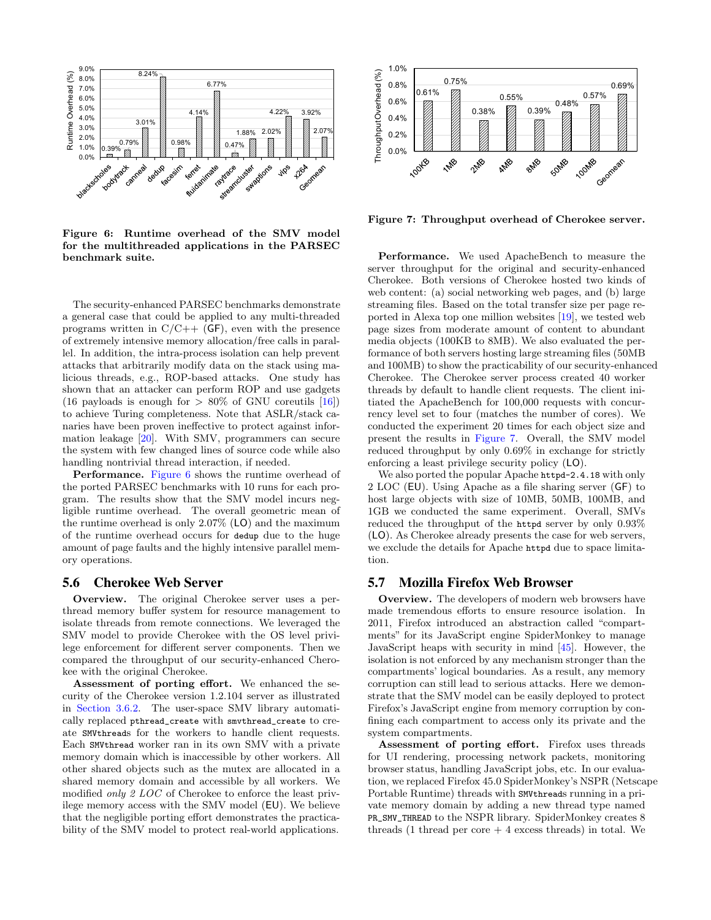Figure 6: Runtime overhead of the SMV model for the multithreaded applications in the PARSEC benchmark suite.

The security-enhanced PARSEC benchmarks demonstrate a general case that could be applied to any multi-threaded programs written in C/C++ (GF), even with the presence of extremely intensive memory allocation/free calls in parallel. In addition, the intra-process isolation can help prevent attacks that arbitrarily modify data on the stack using malicious threads, e.g., ROP-based attacks. One study has shown that an attacker can perform ROP and use gadgets (16 payloads is enough for > 80% of GNU coreutils [16]) to achieve Turing completeness. Note that ASLR/stack canaries have been proven ineffective to protect against information leakage [20]. With SMV, programmers can secure the system with few changed lines of source code while also handling nontrivial thread interaction, if needed.

**Performance.** Figure 6 shows the runtime overhead of the ported PARSEC benchmarks with 10 runs for each program. The results show that the SMV model incurs negligible runtime overhead. The overall geometric mean of the runtime overhead is only 2.07% (LO) and the maximum of the runtime overhead occurs for `dedup` due to the huge amount of page faults and the highly intensive parallel memory operations.

## 5.6 Cherokee Web Server

**Overview.** The original Cherokee server uses a per-thread memory buffer system for resource management to isolate threads from remote connections. We leveraged the SMV model to provide Cherokee with the OS level privilege enforcement for different server components. Then we compared the throughput of our security-enhanced Cherokee with the original Cherokee.

**Assessment of porting effort.** We enhanced the security of the Cherokee version 1.2.104 server as illustrated in Section 3.6.2. The user-space SMV library automatically replaced `pthread_create` with `smvthread_create` to create `SMVthreads` for the workers to handle client requests. Each `SMVthread` worker ran in its own SMV with a private memory domain which is inaccessible by other workers. All other shared objects such as the mutex are allocated in a shared memory domain and accessible by all workers. We modified *only 2 LOC* of Cherokee to enforce the least privilege memory access with the SMV model (EU). We believe that the negligible porting effort demonstrates the practicability of the SMV model to protect real-world applications.

Figure 7: Throughput overhead of Cherokee server.

**Performance.** We used ApacheBench to measure the server throughput for the original and security-enhanced Cherokee. Both versions of Cherokee hosted two kinds of web content: (a) social networking web pages, and (b) large streaming files. Based on the total transfer size per page reported in Alexa top one million websites [19], we tested web page sizes from moderate amount of content to abundant media objects (100KB to 8MB). We also evaluated the performance of both servers hosting large streaming files (50MB and 100MB) to show the practicability of our security-enhanced Cherokee. The Cherokee server process created 40 worker threads by default to handle client requests. The client initiated the ApacheBench for 100,000 requests with concurrency level set to four (matches the number of cores). We conducted the experiment 20 times for each object size and present the results in Figure 7. Overall, the SMV model reduced throughput by only 0.69% in exchange for strictly enforcing a least privilege security policy (LO).

We also ported the popular Apache `httpd-2.4.18` with only 2 LOC (EU). Using Apache as a file sharing server (GF) to host large objects with size of 10MB, 50MB, 100MB, and 1GB we conducted the same experiment. Overall, SMVs reduced the throughput of the `httpd` server by only 0.93% (LO). As Cherokee already presents the case for web servers, we exclude the details for Apache `httpd` due to space limitation.

## 5.7 Mozilla Firefox Web Browser

**Overview.** The developers of modern web browsers have made tremendous efforts to ensure resource isolation. In 2011, Firefox introduced an abstraction called "compartments" for its JavaScript engine SpiderMonkey to manage JavaScript heaps with security in mind [45]. However, the isolation is not enforced by any mechanism stronger than the compartments' logical boundaries. As a result, any memory corruption can still lead to serious attacks. Here we demonstrate that the SMV model can be easily deployed to protect Firefox's JavaScript engine from memory corruption by confining each compartment to access only its private and the system compartments.

**Assessment of porting effort.** Firefox uses threads for UI rendering, processing network packets, monitoring browser status, handling JavaScript jobs, etc. In our evaluation, we replaced Firefox 45.0 SpiderMonkey's NSPR (Netscape Portable Runtime) threads with `SMVthreads` running in a private memory domain by adding a new thread type named `PR_SMV_THREAD` to the NSPR library. SpiderMonkey creates 8 threads (1 thread per core + 4 excess threads) in total. We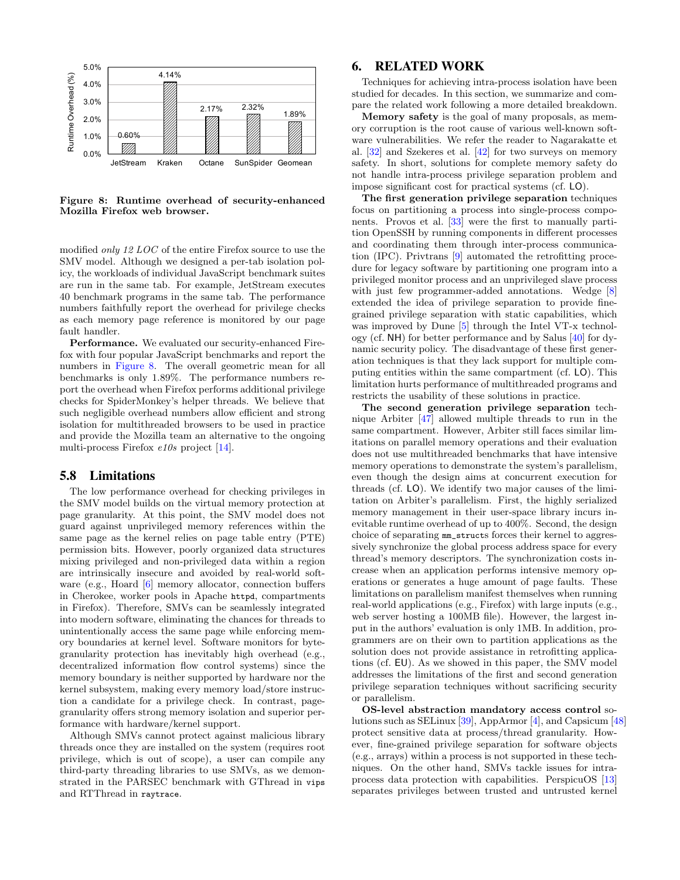Figure 8: Runtime overhead of security-enhanced Mozilla Firefox web browser.

modified *only 12 LOC* of the entire Firefox source to use the SMV model. Although we designed a per-tab isolation policy, the workloads of individual JavaScript benchmark suites are run in the same tab. For example, JetStream executes 40 benchmark programs in the same tab. The performance numbers faithfully report the overhead for privilege checks as each memory page reference is monitored by our page fault handler.

**Performance.** We evaluated our security-enhanced Firefox with four popular JavaScript benchmarks and report the numbers in Figure 8. The overall geometric mean for all benchmarks is only 1.89%. The performance numbers report the overhead when Firefox performs additional privilege checks for SpiderMonkey's helper threads. We believe that such negligible overhead numbers allow efficient and strong isolation for multithreaded browsers to be used in practice and provide the Mozilla team an alternative to the ongoing multi-process Firefox *e10s* project [14].

## 5.8 Limitations

The low performance overhead for checking privileges in the SMV model builds on the virtual memory protection at page granularity. At this point, the SMV model does not guard against unprivileged memory references within the same page as the kernel relies on page table entry (PTE) permission bits. However, poorly organized data structures mixing privileged and non-privileged data within a region are intrinsically insecure and avoided by real-world software (e.g., Hoard [6] memory allocator, connection buffers in Cherokee, worker pools in Apache `httpd`, compartments in Firefox). Therefore, SMVs can be seamlessly integrated into modern software, eliminating the chances for threads to unintentionally access the same page while enforcing memory boundaries at kernel level. Software monitors for byte-granularity protection has inevitably high overhead (e.g., decentralized information flow control systems) since the memory boundary is neither supported by hardware nor the kernel subsystem, making every memory load/store instruction a candidate for a privilege check. In contrast, page-granularity offers strong memory isolation and superior performance with hardware/kernel support.

Although SMVs cannot protect against malicious library threads once they are installed on the system (requires root privilege, which is out of scope), a user can compile any third-party threading libraries to use SMVs, as we demonstrated in the PARSEC benchmark with GThread in `vips` and RTThread in `raytrace`.

# 6. RELATED WORK

Techniques for achieving intra-process isolation have been studied for decades. In this section, we summarize and compare the related work following a more detailed breakdown.

**Memory safety** is the goal of many proposals, as memory corruption is the root cause of various well-known software vulnerabilities. We refer the reader to Nagarakatte et al. [32] and Szekeres et al. [42] for two surveys on memory safety. In short, solutions for complete memory safety do not handle intra-process privilege separation problem and impose significant cost for practical systems (cf. LO).

**The first generation privilege separation** techniques focus on partitioning a process into single-process components. Provos et al. [33] were the first to manually partition OpenSSH by running components in different processes and coordinating them through inter-process communication (IPC). Privtrans [9] automated the retrofitting procedure for legacy software by partitioning one program into a privileged monitor process and an unprivileged slave process with just few programmer-added annotations. Wedge [8] extended the idea of privilege separation to provide fine-grained privilege separation with static capabilities, which was improved by Dune [5] through the Intel VT-x technology (cf. NH) for better performance and by Salus [40] for dynamic security policy. The disadvantage of these first generation techniques is that they lack support for multiple computing entities within the same compartment (cf. LO). This limitation hurts performance of multithreaded programs and restricts the usability of these solutions in practice.

**The second generation privilege separation** technique Arbiter [47] allowed multiple threads to run in the same compartment. However, Arbiter still faces similar limitations on parallel memory operations and their evaluation does not use multithreaded benchmarks that have intensive memory operations to demonstrate the system's parallelism, even though the design aims at concurrent execution for threads (cf. LO). We identify two major causes of the limitation on Arbiter's parallelism. First, the highly serialized memory management in their user-space library incurs inevitable runtime overhead of up to 400%. Second, the design choice of separating `mm_structs` forces their kernel to aggressively synchronize the global process address space for every thread's memory descriptors. The synchronization costs increase when an application performs intensive memory operations or generates a huge amount of page faults. These limitations on parallelism manifest themselves when running real-world applications (e.g., Firefox) with large inputs (e.g., web server hosting a 100MB file). However, the largest input in the authors' evaluation is only 1MB. In addition, programmers are on their own to partition applications as the solution does not provide assistance in retrofitting applications (cf. EU). As we showed in this paper, the SMV model addresses the limitations of the first and second generation privilege separation techniques without sacrificing security or parallelism.

**OS-level abstraction mandatory access control** solutions such as SELinux [39], AppArmor [4], and Capsicum [48] protect sensitive data at process/thread granularity. However, fine-grained privilege separation for software objects (e.g., arrays) within a process is not supported in these techniques. On the other hand, SMVs tackle issues for intra-process data protection with capabilities. PerspicuOS [13] separates privileges between trusted and untrusted kernel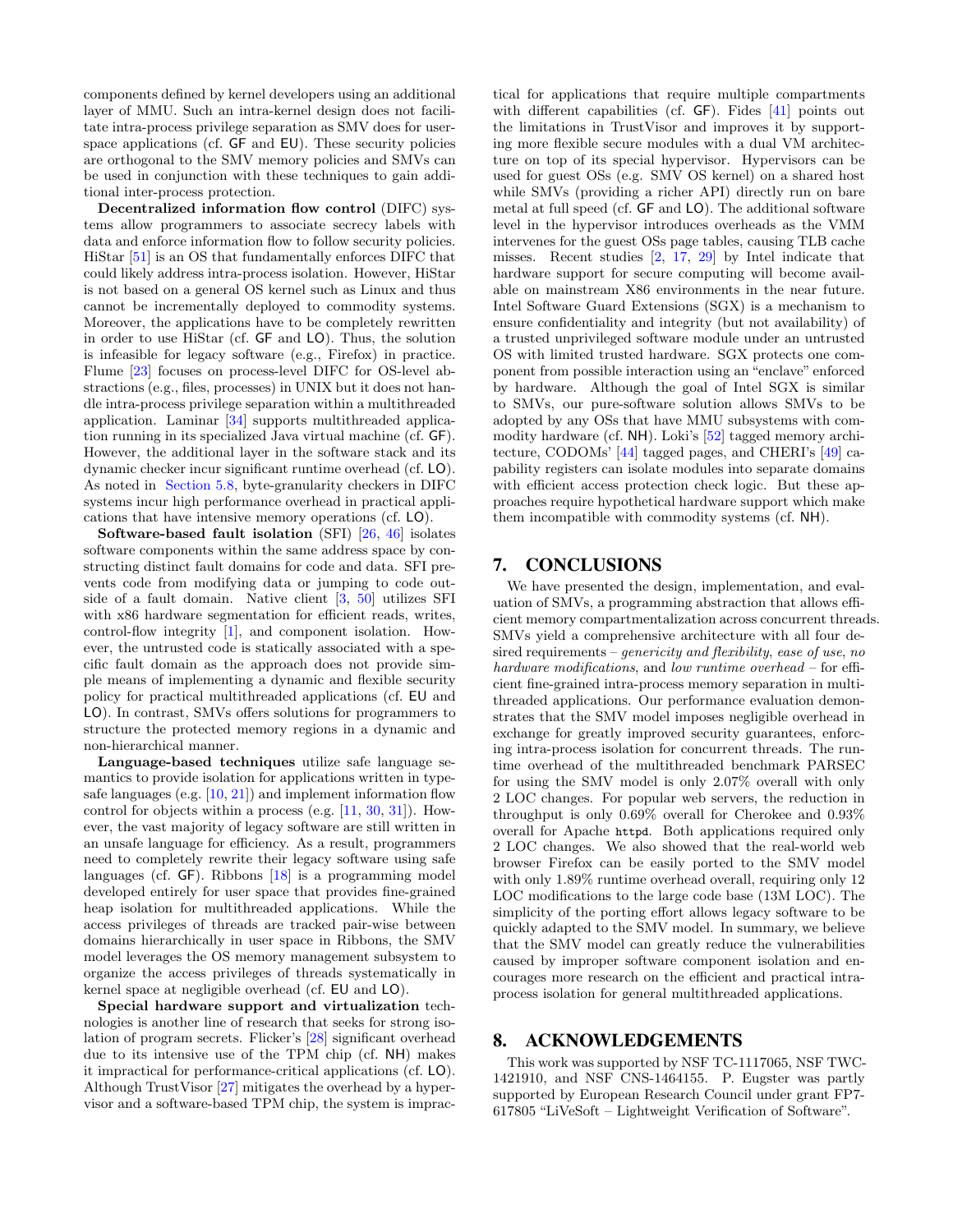components defined by kernel developers using an additional layer of MMU. Such an intra-kernel design does not facilitate intra-process privilege separation as SMV does for user-space applications (cf. GF and EU). These security policies are orthogonal to the SMV memory policies and SMVs can be used in conjunction with these techniques to gain additional inter-process protection.

**Decentralized information flow control** (DIFC) systems allow programmers to associate secrecy labels with data and enforce information flow to follow security policies. HiStar [51] is an OS that fundamentally enforces DIFC that could likely address intra-process isolation. However, HiStar is not based on a general OS kernel such as Linux and thus cannot be incrementally deployed to commodity systems. Moreover, the applications have to be completely rewritten in order to use HiStar (cf. GF and LO). Thus, the solution is infeasible for legacy software (e.g., Firefox) in practice. Flume [23] focuses on process-level DIFC for OS-level abstractions (e.g., files, processes) in UNIX but it does not handle intra-process privilege separation within a multithreaded application. Laminar [34] supports multithreaded application running in its specialized Java virtual machine (cf. GF). However, the additional layer in the software stack and its dynamic checker incur significant runtime overhead (cf. LO). As noted in Section 5.8, byte-granularity checkers in DIFC systems incur high performance overhead in practical applications that have intensive memory operations (cf. LO).

**Software-based fault isolation** (SFI) [26, 46] isolates software components within the same address space by constructing distinct fault domains for code and data. SFI prevents code from modifying data or jumping to code outside of a fault domain. Native client [3, 50] utilizes SFI with x86 hardware segmentation for efficient reads, writes, control-flow integrity [1], and component isolation. However, the untrusted code is statically associated with a specific fault domain as the approach does not provide simple means of implementing a dynamic and flexible security policy for practical multithreaded applications (cf. EU and LO). In contrast, SMVs offers solutions for programmers to structure the protected memory regions in a dynamic and non-hierarchical manner.

**Language-based techniques** utilize safe language semantics to provide isolation for applications written in type-safe languages (e.g. [10, 21]) and implement information flow control for objects within a process (e.g. [11, 30, 31]). However, the vast majority of legacy software are still written in an unsafe language for efficiency. As a result, programmers need to completely rewrite their legacy software using safe languages (cf. GF). Ribbons [18] is a programming model developed entirely for user space that provides fine-grained heap isolation for multithreaded applications. While the access privileges of threads are tracked pair-wise between domains hierarchically in user space in Ribbons, the SMV model leverages the OS memory management subsystem to organize the access privileges of threads systematically in kernel space at negligible overhead (cf. EU and LO).

**Special hardware support and virtualization** technologies is another line of research that seeks for strong isolation of program secrets. Flicker's [28] significant overhead due to its intensive use of the TPM chip (cf. NH) makes it impractical for performance-critical applications (cf. LO). Although TrustVisor [27] mitigates the overhead by a hypervisor and a software-based TPM chip, the system is impractical for applications that require multiple compartments with different capabilities (cf. GF). Fides [41] points out the limitations in TrustVisor and improves it by supporting more flexible secure modules with a dual VM architecture on top of its special hypervisor. Hypervisors can be used for guest OSs (e.g. SMV OS kernel) on a shared host while SMVs (providing a richer API) directly run on bare metal at full speed (cf. GF and LO). The additional software level in the hypervisor introduces overheads as the VMM intervenes for the guest OSs page tables, causing TLB cache misses. Recent studies [2, 17, 29] by Intel indicate that hardware support for secure computing will become available on mainstream X86 environments in the near future. Intel Software Guard Extensions (SGX) is a mechanism to ensure confidentiality and integrity (but not availability) of a trusted unprivileged software module under an untrusted OS with limited trusted hardware. SGX protects one component from possible interaction using an "enclave" enforced by hardware. Although the goal of Intel SGX is similar to SMVs, our pure-software solution allows SMVs to be adopted by any OSs that have MMU subsystems with commodity hardware (cf. NH). Loki's [52] tagged memory architecture, CODOMs' [44] tagged pages, and CHERI's [49] capability registers can isolate modules into separate domains with efficient access protection check logic. But these approaches require hypothetical hardware support which make them incompatible with commodity systems (cf. NH).

## 7. CONCLUSIONS

We have presented the design, implementation, and evaluation of SMVs, a programming abstraction that allows efficient memory compartmentalization across concurrent threads. SMVs yield a comprehensive architecture with all four desired requirements – *genericity and flexibility*, *ease of use*, *no hardware modifications*, and *low runtime overhead* – for efficient fine-grained intra-process memory separation in multithreaded applications. Our performance evaluation demonstrates that the SMV model imposes negligible overhead in exchange for greatly improved security guarantees, enforcing intra-process isolation for concurrent threads. The runtime overhead of the multithreaded benchmark PARSEC for using the SMV model is only 2.07% overall with only 2 LOC changes. For popular web servers, the reduction in throughput is only 0.69% overall for Cherokee and 0.93% overall for Apache `httpd`. Both applications required only 2 LOC changes. We also showed that the real-world web browser Firefox can be easily ported to the SMV model with only 1.89% runtime overhead overall, requiring only 12 LOC modifications to the large code base (13M LOC). The simplicity of the porting effort allows legacy software to be quickly adapted to the SMV model. In summary, we believe that the SMV model can greatly reduce the vulnerabilities caused by improper software component isolation and encourages more research on the efficient and practical intra-process isolation for general multithreaded applications.

## 8. ACKNOWLEDGEMENTS

This work was supported by NSF TC-1117065, NSF TWC-1421910, and NSF CNS-1464155. P. Eugster was partly supported by European Research Council under grant FP7-617805 "LiVeSoft – Lightweight Verification of Software".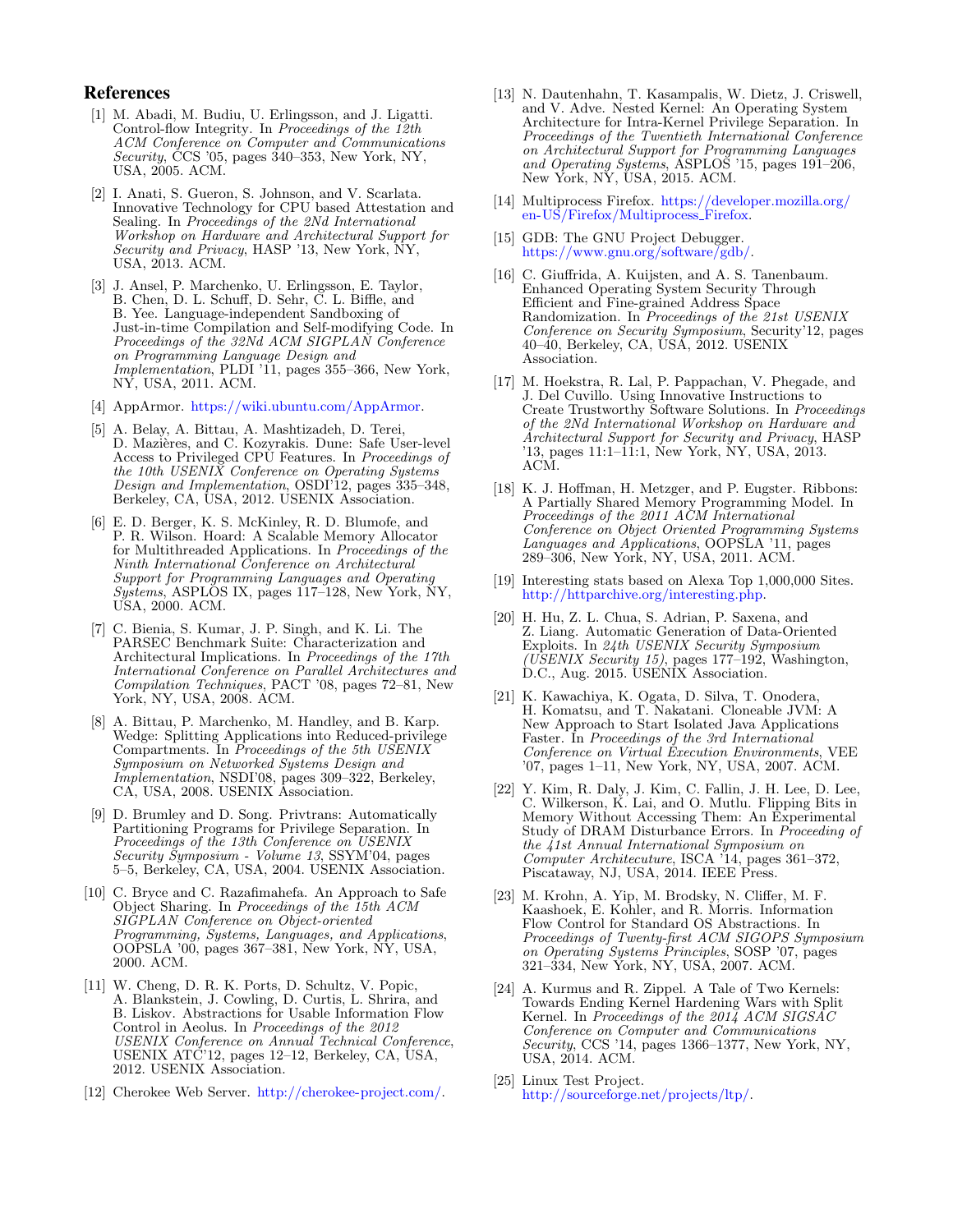# References

[1] M. Abadi, M. Budiu, U. Erlingsson, and J. Ligatti. Control-flow Integrity. In *Proceedings of the 12th ACM Conference on Computer and Communications Security*, CCS '05, pages 340–353, New York, NY, USA, 2005. ACM.

[2] I. Anati, S. Gueron, S. Johnson, and V. Scarlata. Innovative Technology for CPU based Attestation and Sealing. In *Proceedings of the 2Nd International Workshop on Hardware and Architectural Support for Security and Privacy*, HASP '13, New York, NY, USA, 2013. ACM.

[3] J. Ansel, P. Marchenko, U. Erlingsson, E. Taylor, B. Chen, D. L. Schuff, D. Sehr, C. L. Biffle, and B. Yee. Language-independent Sandboxing of Just-in-time Compilation and Self-modifying Code. In *Proceedings of the 32Nd ACM SIGPLAN Conference on Programming Language Design and Implementation*, PLDI '11, pages 355–366, New York, NY, USA, 2011. ACM.

[4] AppArmor. https://wiki.ubuntu.com/AppArmor.

[5] A. Belay, A. Bittau, A. Mashtizadeh, D. Terei, D. Mazières, and C. Kozyrakis. Dune: Safe User-level Access to Privileged CPU Features. In *Proceedings of the 10th USENIX Conference on Operating Systems Design and Implementation*, OSDI'12, pages 335–348, Berkeley, CA, USA, 2012. USENIX Association.

[6] E. D. Berger, K. S. McKinley, R. D. Blumofe, and P. R. Wilson. Hoard: A Scalable Memory Allocator for Multithreaded Applications. In *Proceedings of the Ninth International Conference on Architectural Support for Programming Languages and Operating Systems*, ASPLOS IX, pages 117–128, New York, NY, USA, 2000. ACM.

[7] C. Bienia, S. Kumar, J. P. Singh, and K. Li. The PARSEC Benchmark Suite: Characterization and Architectural Implications. In *Proceedings of the 17th International Conference on Parallel Architectures and Compilation Techniques*, PACT '08, pages 72–81, New York, NY, USA, 2008. ACM.

[8] A. Bittau, P. Marchenko, M. Handley, and B. Karp. Wedge: Splitting Applications into Reduced-privilege Compartments. In *Proceedings of the 5th USENIX Symposium on Networked Systems Design and Implementation*, NSDI'08, pages 309–322, Berkeley, CA, USA, 2008. USENIX Association.

[9] D. Brumley and D. Song. Privtrans: Automatically Partitioning Programs for Privilege Separation. In *Proceedings of the 13th Conference on USENIX Security Symposium - Volume 13*, SSYM'04, pages 5–5, Berkeley, CA, USA, 2004. USENIX Association.

[10] C. Bryce and C. Razafimahefa. An Approach to Safe Object Sharing. In *Proceedings of the 15th ACM SIGPLAN Conference on Object-oriented Programming, Systems, Languages, and Applications*, OOPSLA '00, pages 367–381, New York, NY, USA, 2000. ACM.

[11] W. Cheng, D. R. K. Ports, D. Schultz, V. Popic, A. Blankstein, J. Cowling, D. Curtis, L. Shrira, and B. Liskov. Abstractions for Usable Information Flow Control in Aeolus. In *Proceedings of the 2012 USENIX Conference on Annual Technical Conference*, USENIX ATC'12, pages 12–12, Berkeley, CA, USA, 2012. USENIX Association.

[12] Cherokee Web Server. http://cherokee-project.com/.

[13] N. Dautenhahn, T. Kasampalis, W. Dietz, J. Criswell, and V. Adve. Nested Kernel: An Operating System Architecture for Intra-Kernel Privilege Separation. In *Proceedings of the Twentieth International Conference on Architectural Support for Programming Languages and Operating Systems*, ASPLOS '15, pages 191–206, New York, NY, USA, 2015. ACM.

[14] Multiprocess Firefox. https://developer.mozilla.org/en-US/Firefox/Multiprocess_Firefox.

[15] GDB: The GNU Project Debugger. https://www.gnu.org/software/gdb/.

[16] C. Giuffrida, A. Kuijsten, and A. S. Tanenbaum. Enhanced Operating System Security Through Efficient and Fine-grained Address Space Randomization. In *Proceedings of the 21st USENIX Conference on Security Symposium*, Security'12, pages 40–40, Berkeley, CA, USA, 2012. USENIX Association.

[17] M. Hoekstra, R. Lal, P. Pappachan, V. Phegade, and J. Del Cuvillo. Using Innovative Instructions to Create Trustworthy Software Solutions. In *Proceedings of the 2Nd International Workshop on Hardware and Architectural Support for Security and Privacy*, HASP '13, pages 11:1–11:1, New York, NY, USA, 2013. ACM.

[18] K. J. Hoffman, H. Metzger, and P. Eugster. Ribbons: A Partially Shared Memory Programming Model. In *Proceedings of the 2011 ACM International Conference on Object Oriented Programming Systems Languages and Applications*, OOPSLA '11, pages 289–306, New York, NY, USA, 2011. ACM.

[19] Interesting stats based on Alexa Top 1,000,000 Sites. http://httparchive.org/interesting.php.

[20] H. Hu, Z. L. Chua, S. Adrian, P. Saxena, and Z. Liang. Automatic Generation of Data-Oriented Exploits. In *24th USENIX Security Symposium (USENIX Security 15)*, pages 177–192, Washington, D.C., Aug. 2015. USENIX Association.

[21] K. Kawachiya, K. Ogata, D. Silva, T. Onodera, H. Komatsu, and T. Nakatani. Cloneable JVM: A New Approach to Start Isolated Java Applications Faster. In *Proceedings of the 3rd International Conference on Virtual Execution Environments*, VEE '07, pages 1–11, New York, NY, USA, 2007. ACM.

[22] Y. Kim, R. Daly, J. Kim, C. Fallin, J. H. Lee, D. Lee, C. Wilkerson, K. Lai, and O. Mutlu. Flipping Bits in Memory Without Accessing Them: An Experimental Study of DRAM Disturbance Errors. In *Proceeding of the 41st Annual International Symposium on Computer Architecture*, ISCA '14, pages 361–372, Piscataway, NJ, USA, 2014. IEEE Press.

[23] M. Krohn, A. Yip, M. Brodsky, N. Cliffer, M. F. Kaashoek, E. Kohler, and R. Morris. Information Flow Control for Standard OS Abstractions. In *Proceedings of Twenty-first ACM SIGOPS Symposium on Operating Systems Principles*, SOSP '07, pages 321–334, New York, NY, USA, 2007. ACM.

[24] A. Kurmus and R. Zippel. A Tale of Two Kernels: Towards Ending Kernel Hardening Wars with Split Kernel. In *Proceedings of the 2014 ACM SIGSAC Conference on Computer and Communications Security*, CCS '14, pages 1366–1377, New York, NY, USA, 2014. ACM.

[25] Linux Test Project. http://sourceforge.net/projects/ltp/.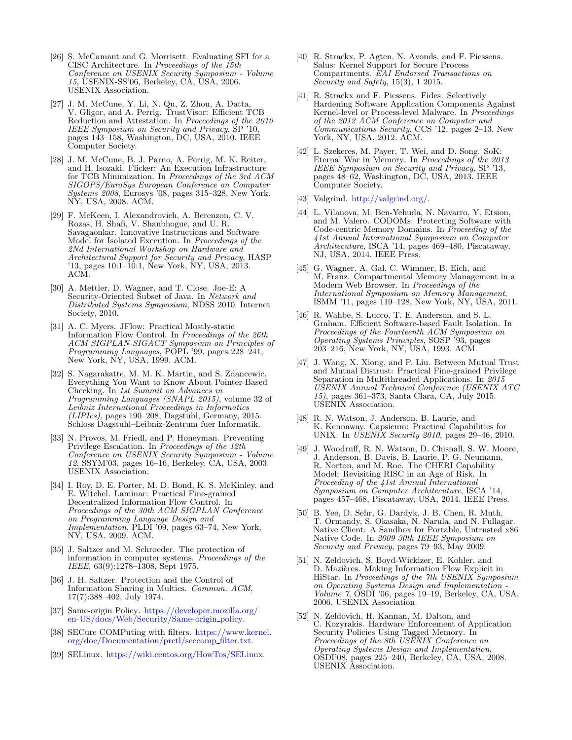[26] S. McCamant and G. Morrisett. Evaluating SFI for a CISC Architecture. In *Proceedings of the 15th Conference on USENIX Security Symposium - Volume 15*, USENIX-SS'06, Berkeley, CA, USA, 2006. USENIX Association.

[27] J. M. McCune, Y. Li, N. Qu, Z. Zhou, A. Datta, V. Gligor, and A. Perrig. TrustVisor: Efficient TCB Reduction and Attestation. In *Proceedings of the 2010 IEEE Symposium on Security and Privacy*, SP '10, pages 143–158, Washington, DC, USA, 2010. IEEE Computer Society.

[28] J. M. McCune, B. J. Parno, A. Perrig, M. K. Reiter, and H. Isozaki. Flicker: An Execution Infrastructure for TCB Minimization. In *Proceedings of the 3rd ACM SIGOPS/EuroSys European Conference on Computer Systems 2008*, Eurosys '08, pages 315–328, New York, NY, USA, 2008. ACM.

[29] F. McKeen, I. Alexandrovich, A. Berenzon, C. V. Rozas, H. Shafi, V. Shanbhogue, and U. R. Savagaonkar. Innovative Instructions and Software Model for Isolated Execution. In *Proceedings of the 2Nd International Workshop on Hardware and Architectural Support for Security and Privacy*, HASP '13, pages 10:1–10:1, New York, NY, USA, 2013. ACM.

[30] A. Mettler, D. Wagner, and T. Close. Joe-E: A Security-Oriented Subset of Java. In *Network and Distributed Systems Symposium*, NDSS 2010. Internet Society, 2010.

[31] A. C. Myers. JFlow: Practical Mostly-static Information Flow Control. In *Proceedings of the 26th ACM SIGPLAN-SIGACT Symposium on Principles of Programming Languages*, POPL '99, pages 228–241, New York, NY, USA, 1999. ACM.

[32] S. Nagarakatte, M. M. K. Martin, and S. Zdancewic. Everything You Want to Know About Pointer-Based Checking. In *1st Summit on Advances in Programming Languages (SNAPL 2015)*, volume 32 of *Leibniz International Proceedings in Informatics (LIPIcs)*, pages 190–208, Dagstuhl, Germany, 2015. Schloss Dagstuhl–Leibniz-Zentrum fuer Informatik.

[33] N. Provos, M. Friedl, and P. Honeyman. Preventing Privilege Escalation. In *Proceedings of the 12th Conference on USENIX Security Symposium - Volume 12*, SSYM'03, pages 16–16, Berkeley, CA, USA, 2003. USENIX Association.

[34] I. Roy, D. E. Porter, M. D. Bond, K. S. McKinley, and E. Witchel. Laminar: Practical Fine-grained Decentralized Information Flow Control. In *Proceedings of the 30th ACM SIGPLAN Conference on Programming Language Design and Implementation*, PLDI '09, pages 63–74, New York, NY, USA, 2009. ACM.

[35] J. Saltzer and M. Schroeder. The protection of information in computer systems. *Proceedings of the IEEE*, 63(9):1278–1308, Sept 1975.

[36] J. H. Saltzer. Protection and the Control of Information Sharing in Multics. *Commun. ACM*, 17(7):388–402, July 1974.

[37] Same-origin Policy. https://developer.mozilla.org/en-US/docs/Web/Security/Same-origin_policy.

[38] SECure COMPuting with filters. https://www.kernel.org/doc/Documentation/prctl/seccomp_filter.txt.

[39] SELinux. https://wiki.centos.org/HowTos/SELinux.

[40] R. Strackx, P. Agten, N. Avonds, and F. Piessens. Salus: Kernel Support for Secure Process Compartments. *EAI Endorsed Transactions on Security and Safety*, 15(3), 1 2015.

[41] R. Strackx and F. Piessens. Fides: Selectively Hardening Software Application Components Against Kernel-level or Process-level Malware. In *Proceedings of the 2012 ACM Conference on Computer and Communications Security*, CCS '12, pages 2–13, New York, NY, USA, 2012. ACM.

[42] L. Szekeres, M. Payer, T. Wei, and D. Song. SoK: Eternal War in Memory. In *Proceedings of the 2013 IEEE Symposium on Security and Privacy*, SP '13, pages 48–62, Washington, DC, USA, 2013. IEEE Computer Society.

[43] Valgrind. http://valgrind.org/.

[44] L. Vilanova, M. Ben-Yehuda, N. Navarro, Y. Etsion, and M. Valero. CODOMs: Protecting Software with Code-centric Memory Domains. In *Proceeding of the 41st Annual International Symposium on Computer Architecuture*, ISCA '14, pages 469–480, Piscataway, NJ, USA, 2014. IEEE Press.

[45] G. Wagner, A. Gal, C. Wimmer, B. Eich, and M. Franz. Compartmental Memory Management in a Modern Web Browser. In *Proceedings of the International Symposium on Memory Management*, ISMM '11, pages 119–128, New York, NY, USA, 2011.

[46] R. Wahbe, S. Lucco, T. E. Anderson, and S. L. Graham. Efficient Software-based Fault Isolation. In *Proceedings of the Fourteenth ACM Symposium on Operating Systems Principles*, SOSP '93, pages 203–216, New York, NY, USA, 1993. ACM.

[47] J. Wang, X. Xiong, and P. Liu. Between Mutual Trust and Mutual Distrust: Practical Fine-grained Privilege Separation in Multithreaded Applications. In *2015 USENIX Annual Technical Conference (USENIX ATC 15)*, pages 361–373, Santa Clara, CA, July 2015. USENIX Association.

[48] R. N. Watson, J. Anderson, B. Laurie, and K. Kennaway. Capsicum: Practical Capabilities for UNIX. In *USENIX Security 2010*, pages 29–46, 2010.

[49] J. Woodruff, R. N. Watson, D. Chisnall, S. W. Moore, J. Anderson, B. Davis, B. Laurie, P. G. Neumann, R. Norton, and M. Roe. The CHERI Capability Model: Revisiting RISC in an Age of Risk. In *Proceeding of the 41st Annual International Symposium on Computer Architecuture*, ISCA '14, pages 457–468, Piscataway, USA, 2014. IEEE Press.

[50] B. Yee, D. Sehr, G. Dardyk, J. B. Chen, R. Muth, T. Ormandy, S. Okasaka, N. Narula, and N. Fullagar. Native Client: A Sandbox for Portable, Untrusted x86 Native Code. In *2009 30th IEEE Symposium on Security and Privacy*, pages 79–93, May 2009.

[51] N. Zeldovich, S. Boyd-Wickizer, E. Kohler, and D. Mazières. Making Information Flow Explicit in HiStar. In *Proceedings of the 7th USENIX Symposium on Operating Systems Design and Implementation - Volume 7*, OSDI '06, pages 19–19, Berkeley, CA, USA, 2006. USENIX Association.

[52] N. Zeldovich, H. Kannan, M. Dalton, and C. Kozyrakis. Hardware Enforcement of Application Security Policies Using Tagged Memory. In *Proceedings of the 8th USENIX Conference on Operating Systems Design and Implementation*, OSDI'08, pages 225–240, Berkeley, CA, USA, 2008. USENIX Association.